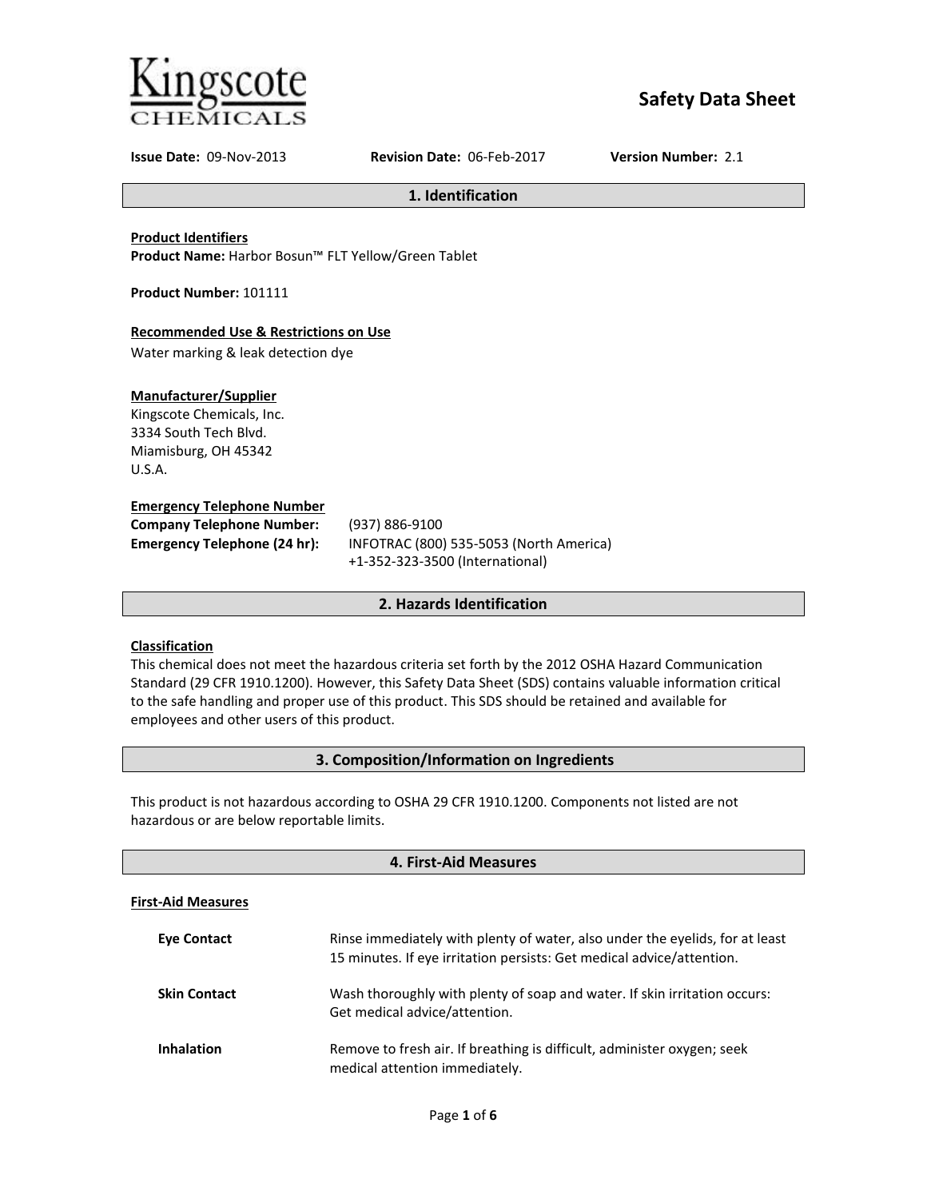Kingscote CHEMICALS

# Safety Data Sheet

**Issue Date:** 09-Nov-2013 **Revision Date:** 06-Feb-2017 **Version Number:** 2.1

## 1. Identification

**Product Identifiers**
**Product Name:** Harbor Bosun™ FLT Yellow/Green Tablet

**Product Number:** 101111

**Recommended Use & Restrictions on Use**
Water marking & leak detection dye

**Manufacturer/Supplier**
Kingscote Chemicals, Inc.
3334 South Tech Blvd.
Miamisburg, OH 45342
U.S.A.

**Emergency Telephone Number**
**Company Telephone Number:** (937) 886-9100
**Emergency Telephone (24 hr):** INFOTRAC (800) 535-5053 (North America)
+1-352-323-3500 (International)

## 2. Hazards Identification

**Classification**
This chemical does not meet the hazardous criteria set forth by the 2012 OSHA Hazard Communication Standard (29 CFR 1910.1200). However, this Safety Data Sheet (SDS) contains valuable information critical to the safe handling and proper use of this product. This SDS should be retained and available for employees and other users of this product.

## 3. Composition/Information on Ingredients

This product is not hazardous according to OSHA 29 CFR 1910.1200. Components not listed are not hazardous or are below reportable limits.

## 4. First-Aid Measures

**First-Aid Measures**

**Eye Contact** Rinse immediately with plenty of water, also under the eyelids, for at least 15 minutes. If eye irritation persists: Get medical advice/attention.

**Skin Contact** Wash thoroughly with plenty of soap and water. If skin irritation occurs: Get medical advice/attention.

**Inhalation** Remove to fresh air. If breathing is difficult, administer oxygen; seek medical attention immediately.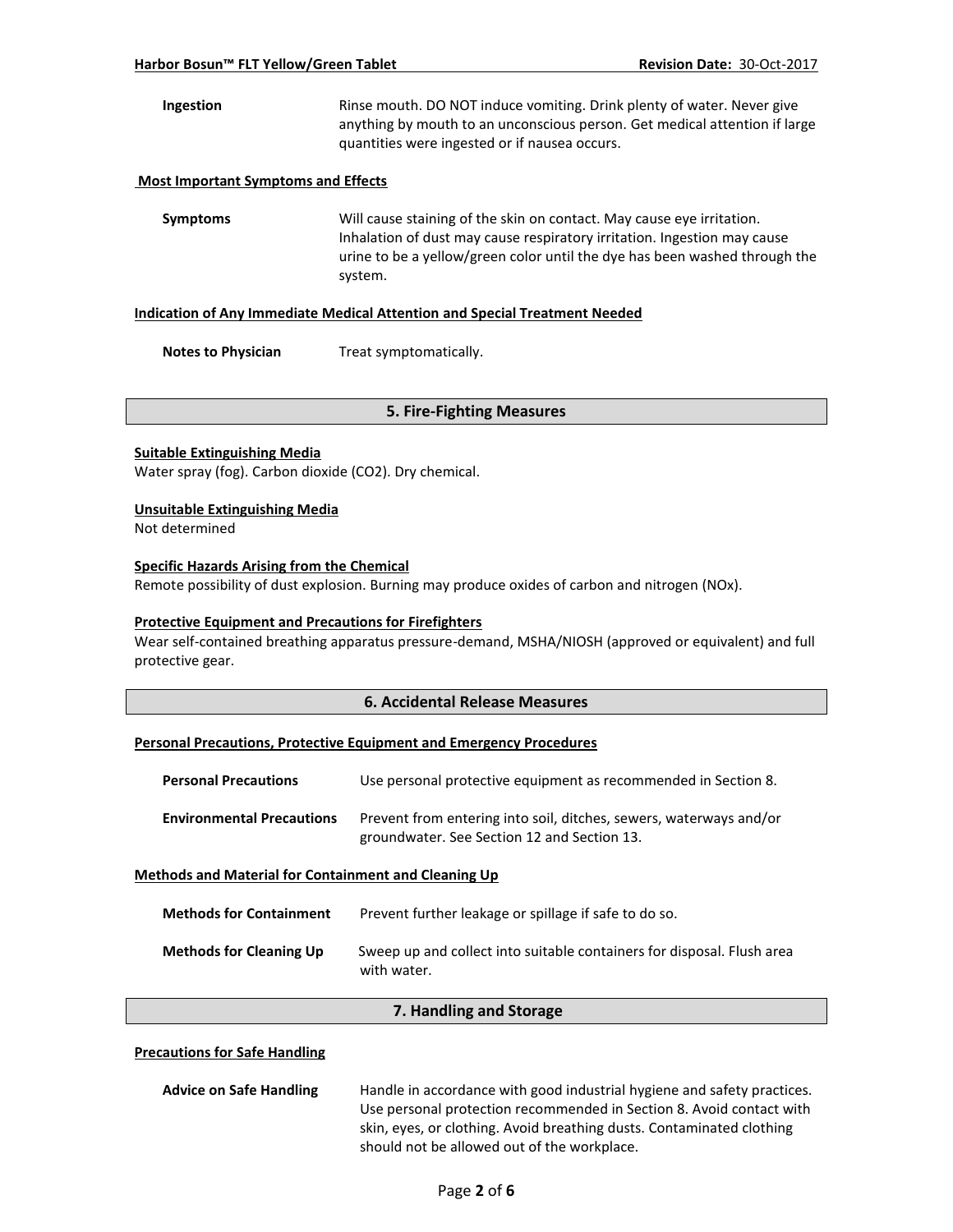**Ingestion** Rinse mouth. DO NOT induce vomiting. Drink plenty of water. Never give anything by mouth to an unconscious person. Get medical attention if large quantities were ingested or if nausea occurs.

**Most Important Symptoms and Effects**

**Symptoms** Will cause staining of the skin on contact. May cause eye irritation. Inhalation of dust may cause respiratory irritation. Ingestion may cause urine to be a yellow/green color until the dye has been washed through the system.

**Indication of Any Immediate Medical Attention and Special Treatment Needed**

**Notes to Physician** Treat symptomatically.

## 5. Fire-Fighting Measures

**Suitable Extinguishing Media**

Water spray (fog). Carbon dioxide ($CO_2$). Dry chemical.

**Unsuitable Extinguishing Media**

Not determined

**Specific Hazards Arising from the Chemical**

Remote possibility of dust explosion. Burning may produce oxides of carbon and nitrogen (NOx).

**Protective Equipment and Precautions for Firefighters**

Wear self-contained breathing apparatus pressure-demand, MSHA/NIOSH (approved or equivalent) and full protective gear.

## 6. Accidental Release Measures

**Personal Precautions, Protective Equipment and Emergency Procedures**

**Personal Precautions** Use personal protective equipment as recommended in Section 8.

**Environmental Precautions** Prevent from entering into soil, ditches, sewers, waterways and/or groundwater. See Section 12 and Section 13.

**Methods and Material for Containment and Cleaning Up**

**Methods for Containment** Prevent further leakage or spillage if safe to do so.

**Methods for Cleaning Up** Sweep up and collect into suitable containers for disposal. Flush area with water.

## 7. Handling and Storage

**Precautions for Safe Handling**

**Advice on Safe Handling** Handle in accordance with good industrial hygiene and safety practices. Use personal protection recommended in Section 8. Avoid contact with skin, eyes, or clothing. Avoid breathing dusts. Contaminated clothing should not be allowed out of the workplace.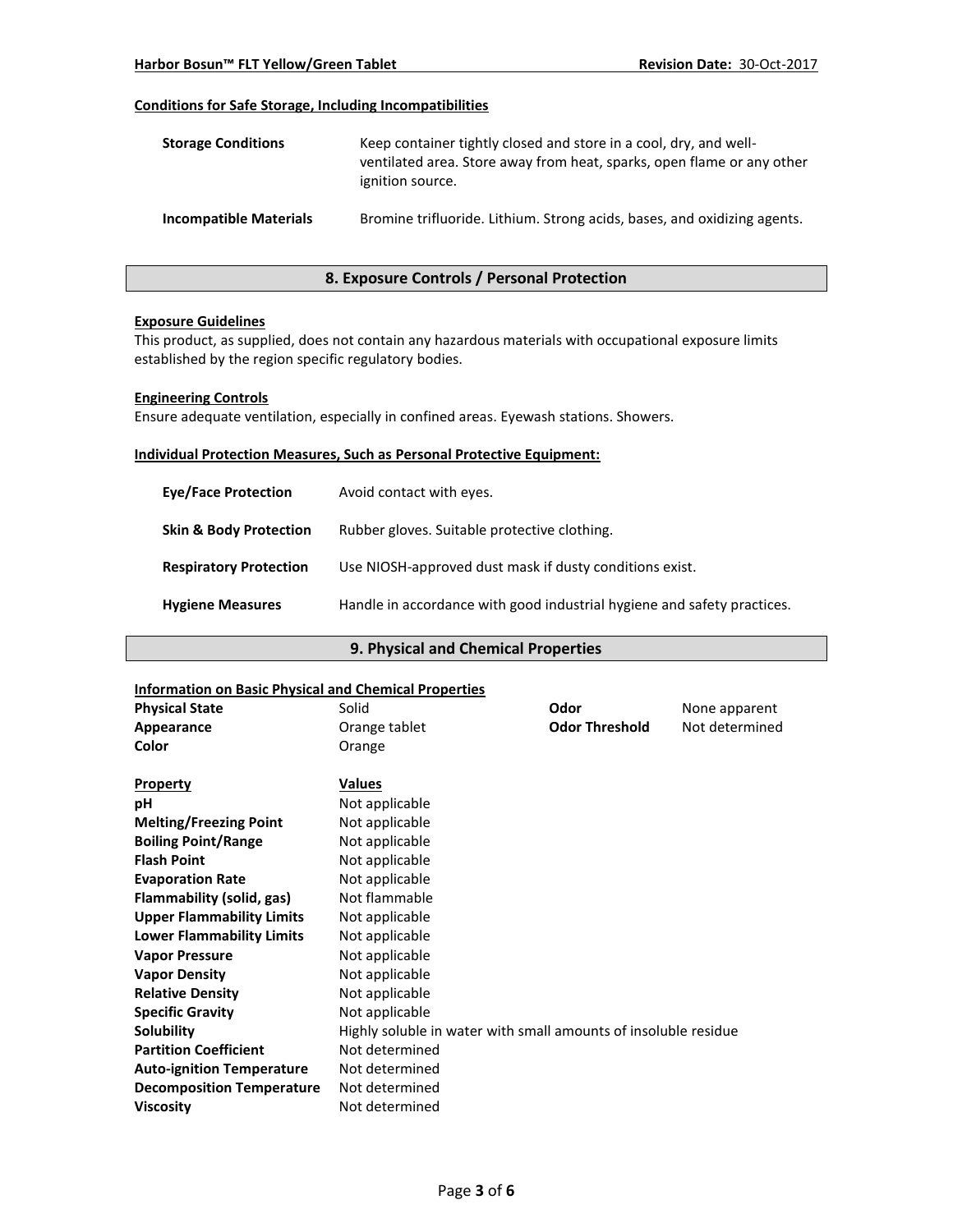#### Conditions for Safe Storage, Including Incompatibilities

| | |
|---|---|
| **Storage Conditions** | Keep container tightly closed and store in a cool, dry, and well-ventilated area. Store away from heat, sparks, open flame or any other ignition source. |
| **Incompatible Materials** | Bromine trifluoride. Lithium. Strong acids, bases, and oxidizing agents. |

## 8. Exposure Controls / Personal Protection

#### Exposure Guidelines

This product, as supplied, does not contain any hazardous materials with occupational exposure limits established by the region specific regulatory bodies.

#### Engineering Controls

Ensure adequate ventilation, especially in confined areas. Eyewash stations. Showers.

#### Individual Protection Measures, Such as Personal Protective Equipment:

| | |
|---|---|
| **Eye/Face Protection** | Avoid contact with eyes. |
| **Skin & Body Protection** | Rubber gloves. Suitable protective clothing. |
| **Respiratory Protection** | Use NIOSH-approved dust mask if dusty conditions exist. |
| **Hygiene Measures** | Handle in accordance with good industrial hygiene and safety practices. |

## 9. Physical and Chemical Properties

#### Information on Basic Physical and Chemical Properties

| | | | |
|---|---|---|---|
| **Physical State** | Solid | **Odor** | None apparent |
| **Appearance** | Orange tablet | **Odor Threshold** | Not determined |
| **Color** | Orange | | |

| Property | Values |
|---|---|
| **pH** | Not applicable |
| **Melting/Freezing Point** | Not applicable |
| **Boiling Point/Range** | Not applicable |
| **Flash Point** | Not applicable |
| **Evaporation Rate** | Not applicable |
| **Flammability (solid, gas)** | Not flammable |
| **Upper Flammability Limits** | Not applicable |
| **Lower Flammability Limits** | Not applicable |
| **Vapor Pressure** | Not applicable |
| **Vapor Density** | Not applicable |
| **Relative Density** | Not applicable |
| **Specific Gravity** | Not applicable |
| **Solubility** | Highly soluble in water with small amounts of insoluble residue |
| **Partition Coefficient** | Not determined |
| **Auto-ignition Temperature** | Not determined |
| **Decomposition Temperature** | Not determined |
| **Viscosity** | Not determined |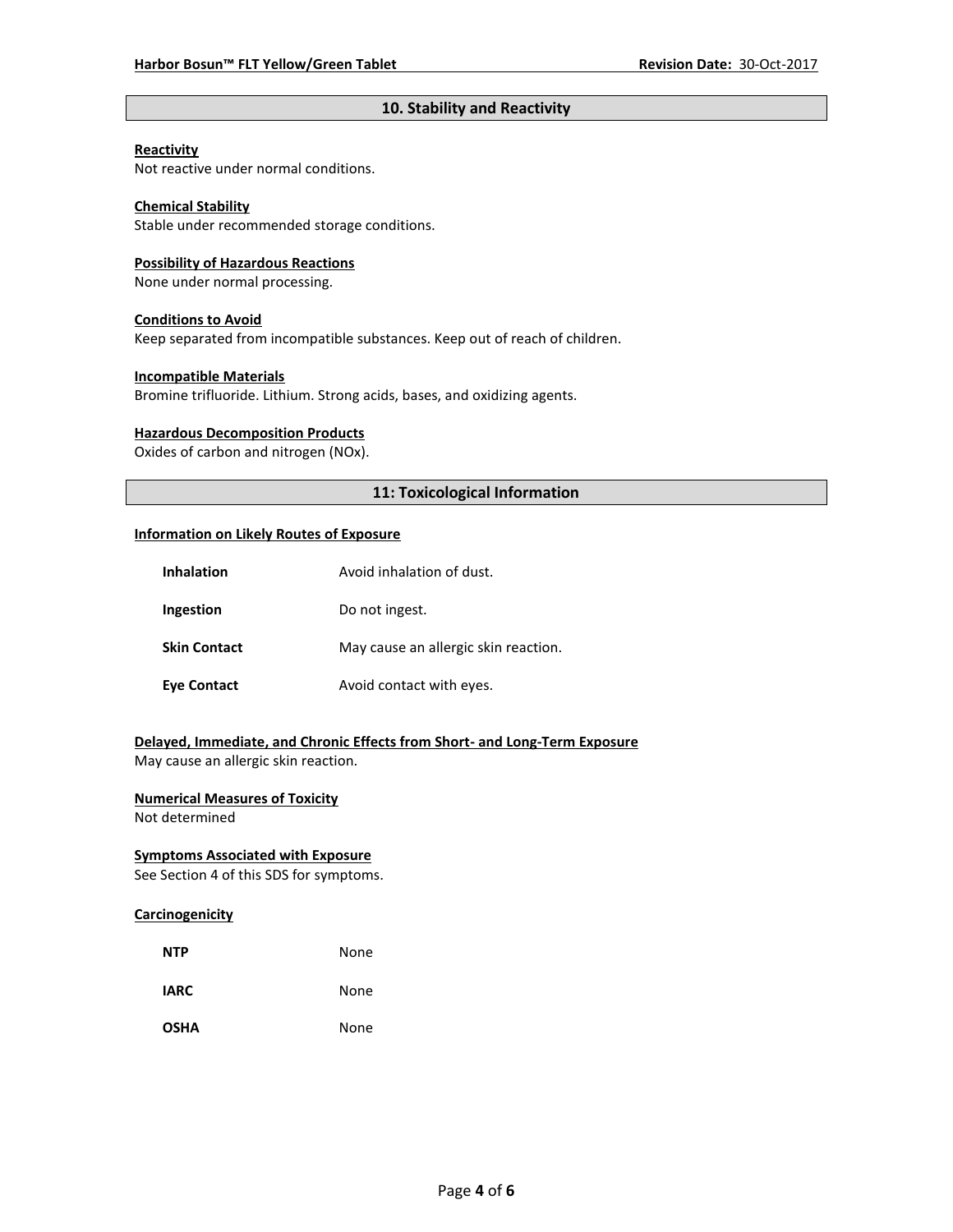## 10. Stability and Reactivity

**Reactivity**
Not reactive under normal conditions.

**Chemical Stability**
Stable under recommended storage conditions.

**Possibility of Hazardous Reactions**
None under normal processing.

**Conditions to Avoid**
Keep separated from incompatible substances. Keep out of reach of children.

**Incompatible Materials**
Bromine trifluoride. Lithium. Strong acids, bases, and oxidizing agents.

**Hazardous Decomposition Products**
Oxides of carbon and nitrogen (NOx).

## 11: Toxicological Information

**Information on Likely Routes of Exposure**

| | |
|---|---|
| **Inhalation** | Avoid inhalation of dust. |
| **Ingestion** | Do not ingest. |
| **Skin Contact** | May cause an allergic skin reaction. |
| **Eye Contact** | Avoid contact with eyes. |

**Delayed, Immediate, and Chronic Effects from Short- and Long-Term Exposure**
May cause an allergic skin reaction.

**Numerical Measures of Toxicity**
Not determined

**Symptoms Associated with Exposure**
See Section 4 of this SDS for symptoms.

**Carcinogenicity**

| | |
|---|---|
| **NTP** | None |
| **IARC** | None |
| **OSHA** | None |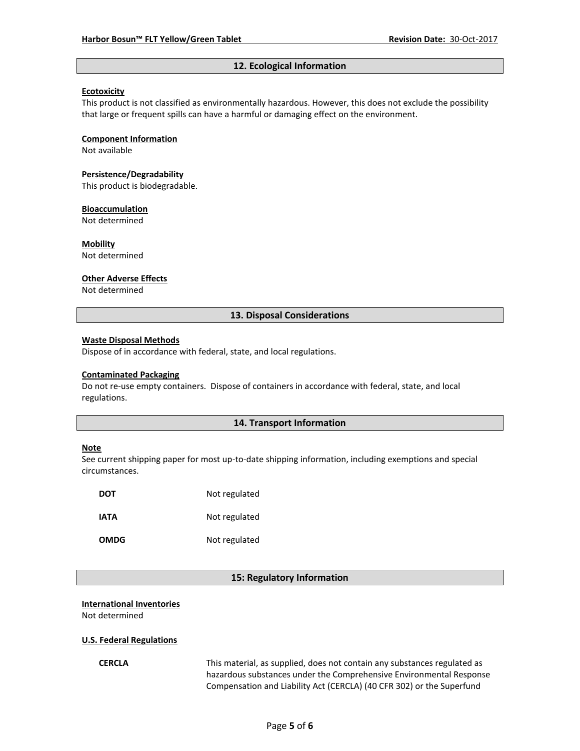## 12. Ecological Information

**Ecotoxicity**

This product is not classified as environmentally hazardous. However, this does not exclude the possibility that large or frequent spills can have a harmful or damaging effect on the environment.

**Component Information**

Not available

**Persistence/Degradability**

This product is biodegradable.

**Bioaccumulation**

Not determined

**Mobility**

Not determined

**Other Adverse Effects**

Not determined

## 13. Disposal Considerations

**Waste Disposal Methods**

Dispose of in accordance with federal, state, and local regulations.

**Contaminated Packaging**

Do not re-use empty containers. Dispose of containers in accordance with federal, state, and local regulations.

## 14. Transport Information

**Note**

See current shipping paper for most up-to-date shipping information, including exemptions and special circumstances.

| | |
|---|---|
| **DOT** | Not regulated |
| **IATA** | Not regulated |
| **OMDG** | Not regulated |

## 15: Regulatory Information

**International Inventories**

Not determined

**U.S. Federal Regulations**

| | |
|---|---|
| **CERCLA** | This material, as supplied, does not contain any substances regulated as hazardous substances under the Comprehensive Environmental Response Compensation and Liability Act (CERCLA) (40 CFR 302) or the Superfund |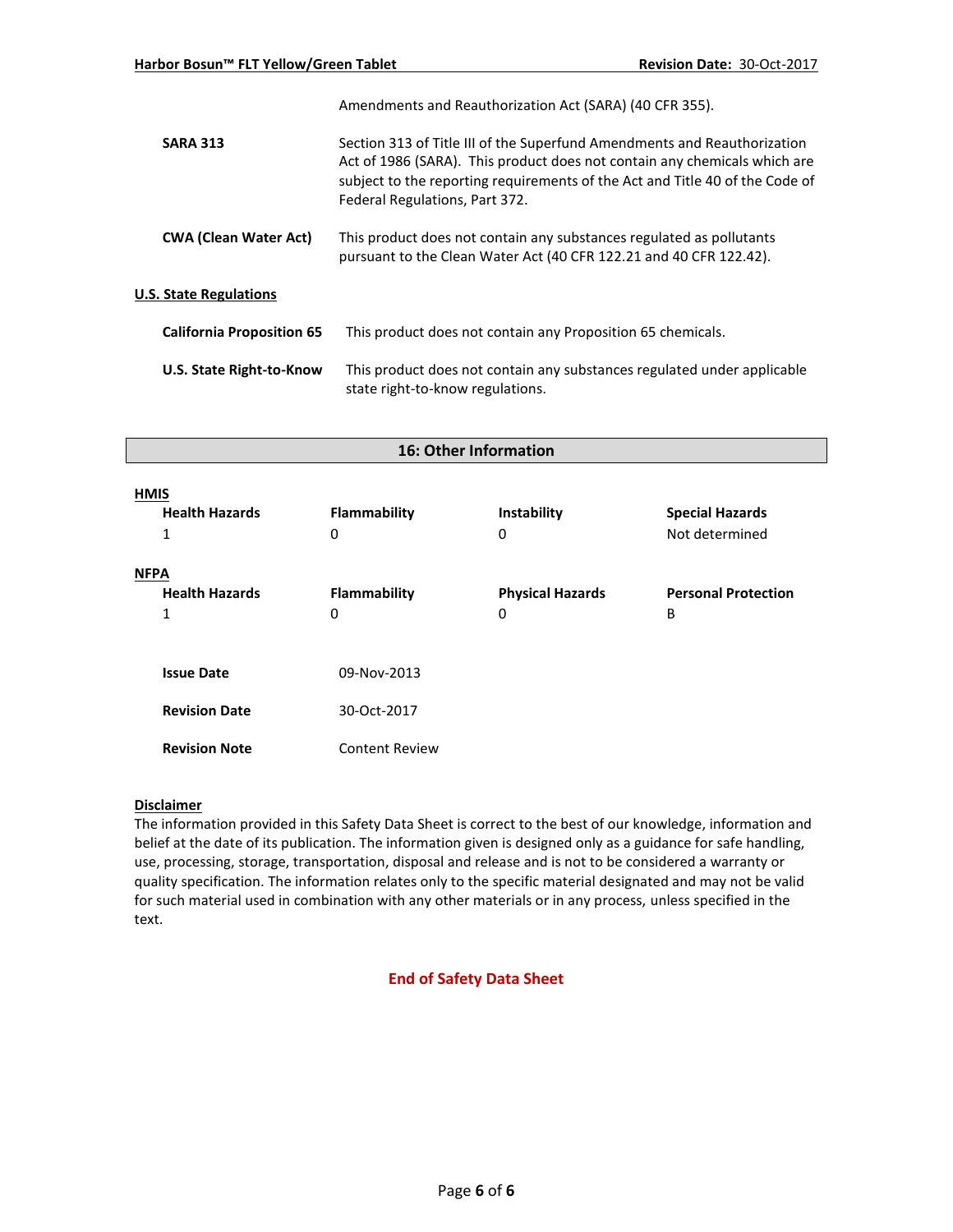Amendments and Reauthorization Act (SARA) (40 CFR 355).

| | |
|---|---|
| **SARA 313** | Section 313 of Title III of the Superfund Amendments and Reauthorization Act of 1986 (SARA). This product does not contain any chemicals which are subject to the reporting requirements of the Act and Title 40 of the Code of Federal Regulations, Part 372. |
| **CWA (Clean Water Act)** | This product does not contain any substances regulated as pollutants pursuant to the Clean Water Act (40 CFR 122.21 and 40 CFR 122.42). |

**U.S. State Regulations**

| | |
|---|---|
| **California Proposition 65** | This product does not contain any Proposition 65 chemicals. |
| **U.S. State Right-to-Know** | This product does not contain any substances regulated under applicable state right-to-know regulations. |

## 16: Other Information

**HMIS**

| Health Hazards | Flammability | Instability | Special Hazards |
|---|---|---|---|
| 1 | 0 | 0 | Not determined |

**NFPA**

| Health Hazards | Flammability | Physical Hazards | Personal Protection |
|---|---|---|---|
| 1 | 0 | 0 | B |

| | |
|---|---|
| **Issue Date** | 09-Nov-2013 |
| **Revision Date** | 30-Oct-2017 |
| **Revision Note** | Content Review |

**Disclaimer**

The information provided in this Safety Data Sheet is correct to the best of our knowledge, information and belief at the date of its publication. The information given is designed only as a guidance for safe handling, use, processing, storage, transportation, disposal and release and is not to be considered a warranty or quality specification. The information relates only to the specific material designated and may not be valid for such material used in combination with any other materials or in any process, unless specified in the text.

**End of Safety Data Sheet**